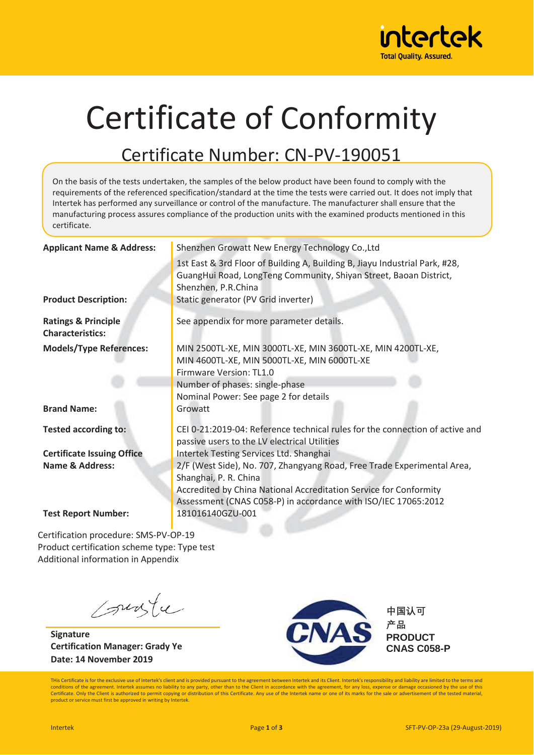intertek
Total Quality. Assured.

# Certificate of Conformity

## Certificate Number: CN-PV-190051

On the basis of the tests undertaken, the samples of the below product have been found to comply with the requirements of the referenced specification/standard at the time the tests were carried out. It does not imply that Intertek has performed any surveillance or control of the manufacture. The manufacturer shall ensure that the manufacturing process assures compliance of the production units with the examined products mentioned in this certificate.

| | |
|---|---|
| **Applicant Name & Address:** | Shenzhen Growatt New Energy Technology Co.,Ltd<br>1st East & 3rd Floor of Building A, Building B, Jiayu Industrial Park, #28, GuangHui Road, LongTeng Community, Shiyan Street, Baoan District, Shenzhen, P.R.China |
| **Product Description:** | Static generator (PV Grid inverter) |
| **Ratings & Principle Characteristics:** | See appendix for more parameter details. |
| **Models/Type References:** | MIN 2500TL-XE, MIN 3000TL-XE, MIN 3600TL-XE, MIN 4200TL-XE, MIN 4600TL-XE, MIN 5000TL-XE, MIN 6000TL-XE<br>Firmware Version: TL1.0<br>Number of phases: single-phase<br>Nominal Power: See page 2 for details |
| **Brand Name:** | Growatt |
| **Tested according to:** | CEI 0-21:2019-04: Reference technical rules for the connection of active and passive users to the LV electrical Utilities |
| **Certificate Issuing Office Name & Address:** | Intertek Testing Services Ltd. Shanghai<br>2/F (West Side), No. 707, Zhangyang Road, Free Trade Experimental Area, Shanghai, P. R. China<br>Accredited by China National Accreditation Service for Conformity Assessment (CNAS C058-P) in accordance with ISO/IEC 17065:2012 |
| **Test Report Number:** | 181016140GZU-001 |

Certification procedure: SMS-PV-OP-19
Product certification scheme type: Type test
Additional information in Appendix

**Signature**
**Certification Manager: Grady Ye**
**Date: 14 November 2019**

CNAS
中国认可
产品
PRODUCT
CNAS C058-P

This Certificate is for the exclusive use of Intertek's client and is provided pursuant to the agreement between Intertek and its Client. Intertek's responsibility and liability are limited to the terms and conditions of the agreement. Intertek assumes no liability to any party, other than to the Client in accordance with the agreement, for any loss, expense or damage occasioned by the use of this Certificate. Only the Client is authorized to permit copying or distribution of this Certificate. Any use of the Intertek name or one of its marks for the sale or advertisement of the tested material, product or service must first be approved in writing by Intertek.

Intertek SFT-PV-OP-23a (29-August-2019)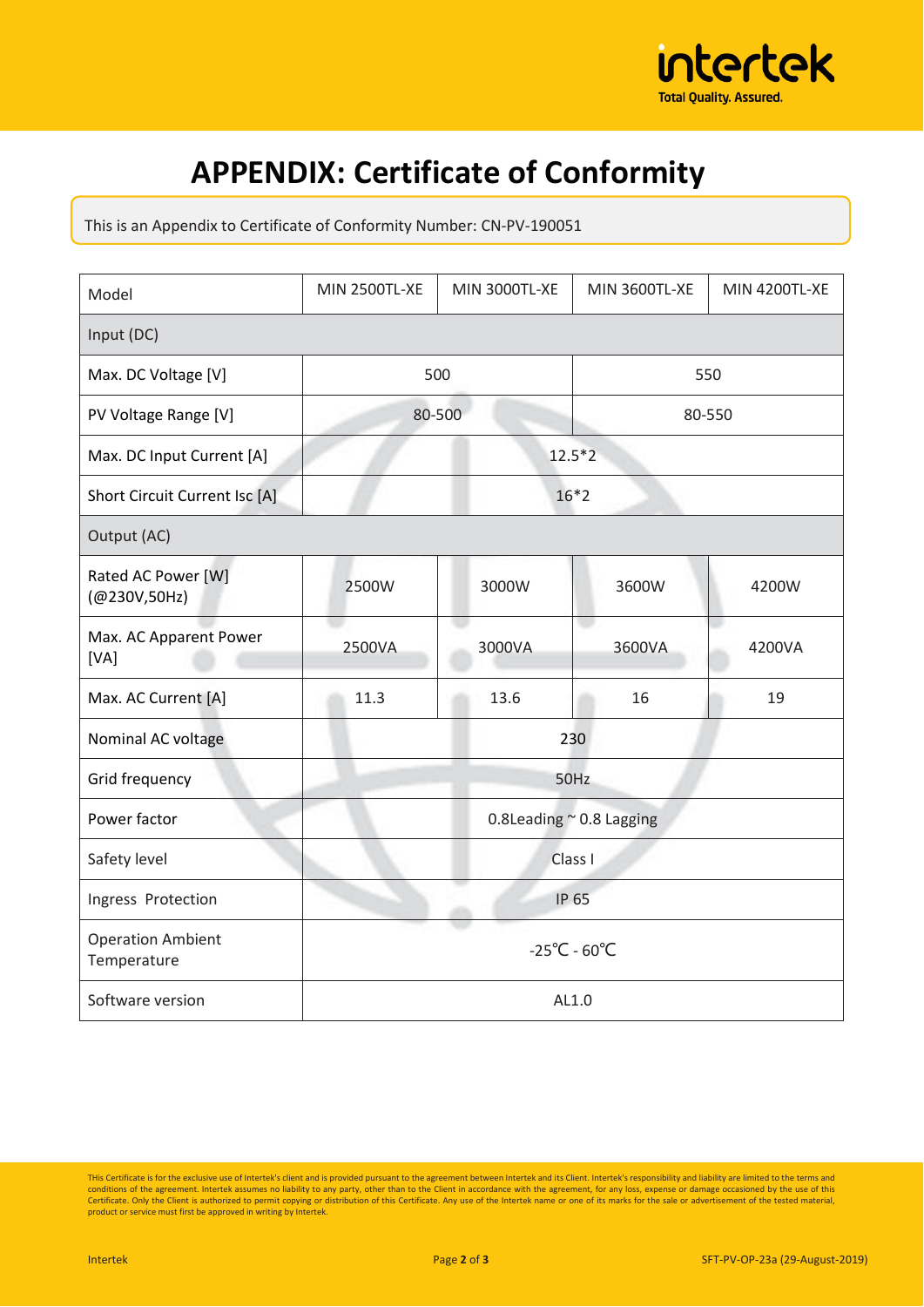# APPENDIX: Certificate of Conformity

This is an Appendix to Certificate of Conformity Number: CN-PV-190051

| Model | MIN 2500TL-XE | MIN 3000TL-XE | MIN 3600TL-XE | MIN 4200TL-XE |
|---|---|---|---|---|
| Input (DC) | | | | |
| Max. DC Voltage [V] | 500 | | 550 | |
| PV Voltage Range [V] | 80-500 | | 80-550 | |
| Max. DC Input Current [A] | 12.5*2 | | | |
| Short Circuit Current Isc [A] | 16*2 | | | |
| Output (AC) | | | | |
| Rated AC Power [W] (@230V,50Hz) | 2500W | 3000W | 3600W | 4200W |
| Max. AC Apparent Power [VA] | 2500VA | 3000VA | 3600VA | 4200VA |
| Max. AC Current [A] | 11.3 | 13.6 | 16 | 19 |
| Nominal AC voltage | 230 | | | |
| Grid frequency | 50Hz | | | |
| Power factor | 0.8Leading ~ 0.8 Lagging | | | |
| Safety level | Class I | | | |
| Ingress Protection | IP 65 | | | |
| Operation Ambient Temperature | -25℃ - 60℃ | | | |
| Software version | AL1.0 | | | |

This Certificate is for the exclusive use of Intertek's client and is provided pursuant to the agreement between Intertek and its Client. Intertek's responsibility and liability are limited to the terms and conditions of the agreement. Intertek assumes no liability to any party, other than to the Client in accordance with the agreement, for any loss, expense or damage occasioned by the use of this Certificate. Only the Client is authorized to permit copying or distribution of this Certificate. Any use of the Intertek name or one of its marks for the sale or advertisement of the tested material, product or service must first be approved in writing by Intertek.

SFT-PV-OP-23a (29-August-2019)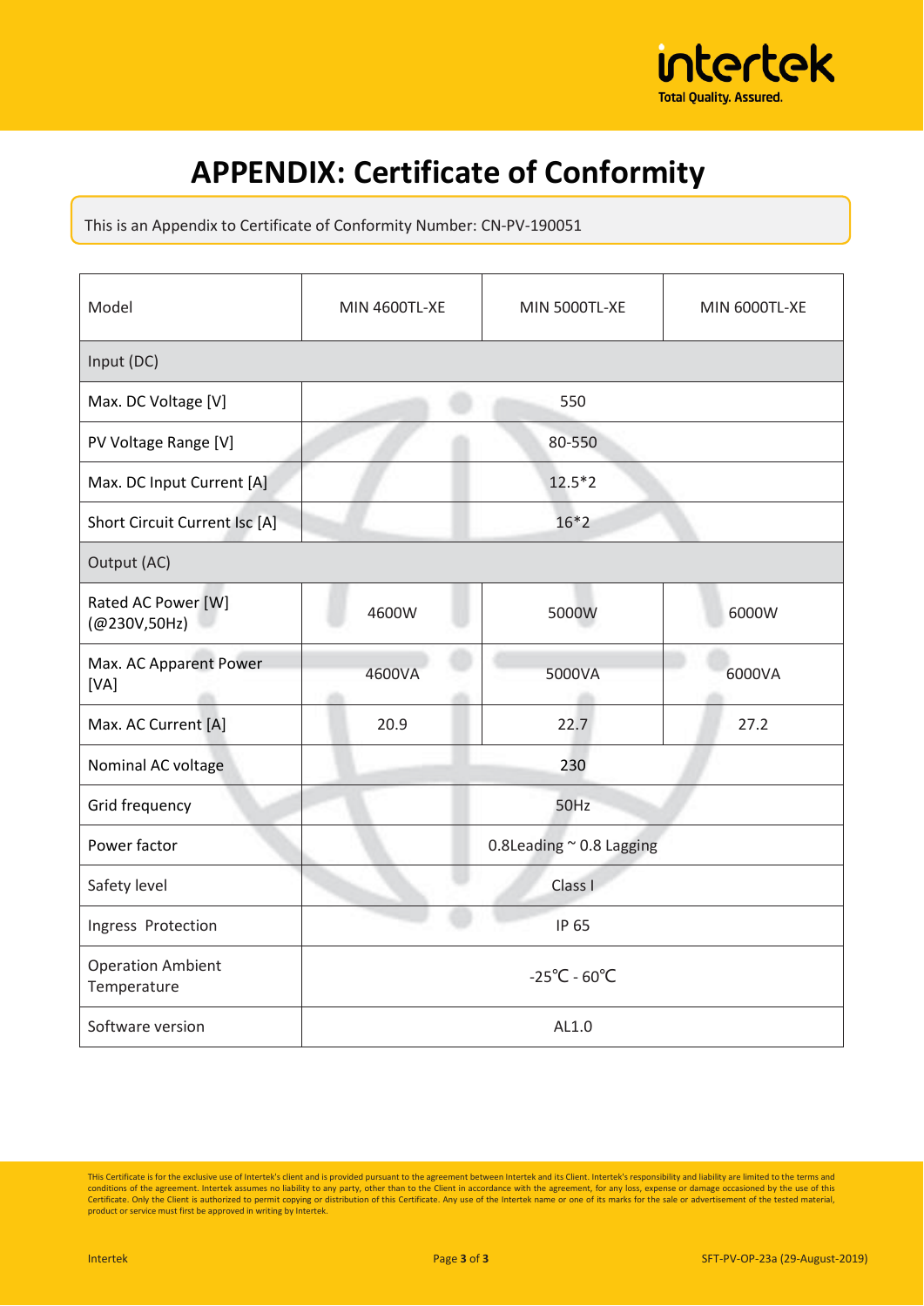# APPENDIX: Certificate of Conformity

This is an Appendix to Certificate of Conformity Number: CN-PV-190051

| Model | MIN 4600TL-XE | MIN 5000TL-XE | MIN 6000TL-XE |
|---|---|---|---|
| Input (DC) | | | |
| Max. DC Voltage [V] | 550 | | |
| PV Voltage Range [V] | 80-550 | | |
| Max. DC Input Current [A] | 12.5*2 | | |
| Short Circuit Current Isc [A] | 16*2 | | |
| Output (AC) | | | |
| Rated AC Power [W] (@230V,50Hz) | 4600W | 5000W | 6000W |
| Max. AC Apparent Power [VA] | 4600VA | 5000VA | 6000VA |
| Max. AC Current [A] | 20.9 | 22.7 | 27.2 |
| Nominal AC voltage | 230 | | |
| Grid frequency | 50Hz | | |
| Power factor | 0.8Leading ~ 0.8 Lagging | | |
| Safety level | Class I | | |
| Ingress Protection | IP 65 | | |
| Operation Ambient Temperature | -25℃ - 60℃ | | |
| Software version | AL1.0 | | |

This Certificate is for the exclusive use of Intertek's client and is provided pursuant to the agreement between Intertek and its Client. Intertek's responsibility and liability are limited to the terms and conditions of the agreement. Intertek assumes no liability to any party, other than to the Client in accordance with the agreement, for any loss, expense or damage occasioned by the use of this Certificate. Only the Client is authorized to permit copying or distribution of this Certificate. Any use of the Intertek name or one of its marks for the sale or advertisement of the tested material, product or service must first be approved in writing by Intertek.

Intertek SFT-PV-OP-23a (29-August-2019)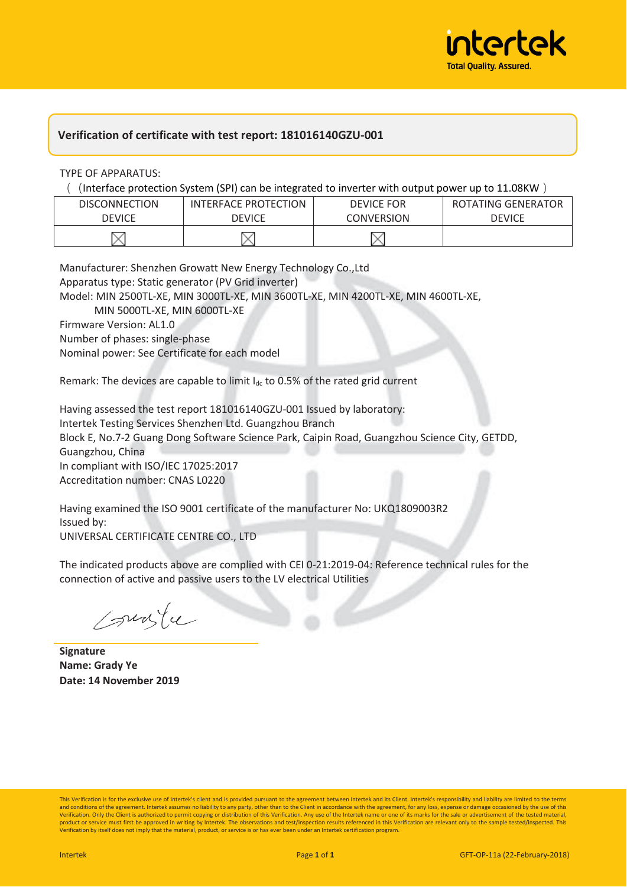## Verification of certificate with test report: 181016140GZU-001

TYPE OF APPARATUS:

（（Interface protection System (SPI) can be integrated to inverter with output power up to 11.08KW ）

| DISCONNECTION DEVICE | INTERFACE PROTECTION DEVICE | DEVICE FOR CONVERSION | ROTATING GENERATOR DEVICE |
|---|---|---|---|
| ☒ | ☒ | ☒ | |

Manufacturer: Shenzhen Growatt New Energy Technology Co.,Ltd
Apparatus type: Static generator (PV Grid inverter)
Model: MIN 2500TL-XE, MIN 3000TL-XE, MIN 3600TL-XE, MIN 4200TL-XE, MIN 4600TL-XE, MIN 5000TL-XE, MIN 6000TL-XE
Firmware Version: AL1.0
Number of phases: single-phase
Nominal power: See Certificate for each model

Remark: The devices are capable to limit $I_{dc}$ to 0.5% of the rated grid current

Having assessed the test report 181016140GZU-001 Issued by laboratory:
Intertek Testing Services Shenzhen Ltd. Guangzhou Branch
Block E, No.7-2 Guang Dong Software Science Park, Caipin Road, Guangzhou Science City, GETDD, Guangzhou, China
In compliant with ISO/IEC 17025:2017
Accreditation number: CNAS L0220

Having examined the ISO 9001 certificate of the manufacturer No: UKQ1809003R2
Issued by:
UNIVERSAL CERTIFICATE CENTRE CO., LTD

The indicated products above are complied with CEI 0-21:2019-04: Reference technical rules for the connection of active and passive users to the LV electrical Utilities

**Signature**
**Name: Grady Ye**
**Date: 14 November 2019**

This Verification is for the exclusive use of Intertek's client and is provided pursuant to the agreement between Intertek and its Client. Intertek's responsibility and liability are limited to the terms and conditions of the agreement. Intertek assumes no liability to any party, other than to the Client in accordance with the agreement, for any loss, expense or damage occasioned by the use of this Verification. Only the Client is authorized to permit copying or distribution of this Verification. Any use of the Intertek name or one of its marks for the sale or advertisement of the tested material, product or service must first be approved in writing by Intertek. The observations and test/inspection results referenced in this Verification are relevant only to the sample tested/inspected. This Verification by itself does not imply that the material, product, or service is or has ever been under an Intertek certification program.

GFT-OP-11a (22-February-2018)